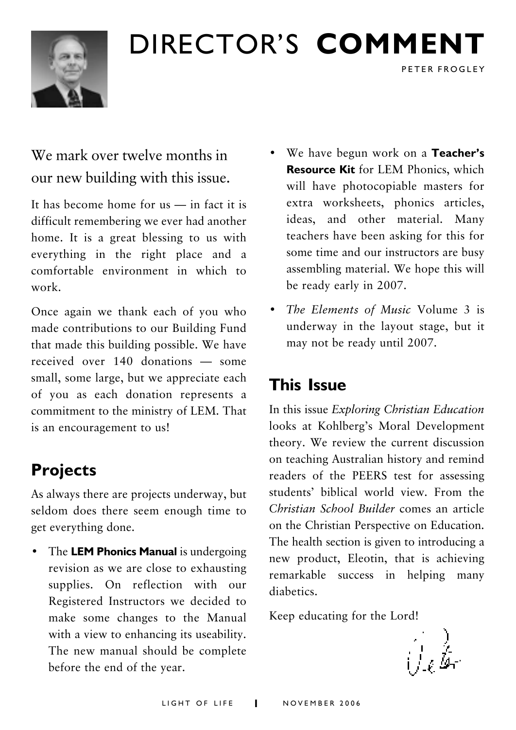# DIRECTOR'S **COMMENT**

PETER FROGLEY

We mark over twelve months in our new building with this issue.

It has become home for us — in fact it is difficult remembering we ever had another home. It is a great blessing to us with everything in the right place and a comfortable environment in which to work.

Once again we thank each of you who made contributions to our Building Fund that made this building possible. We have received over 140 donations — some small, some large, but we appreciate each of you as each donation represents a commitment to the ministry of LEM. That is an encouragement to us!

## Projects

As always there are projects underway, but seldom does there seem enough time to get everything done.

- The **LEM Phonics Manual** is undergoing revision as we are close to exhausting supplies. On reflection with our Registered Instructors we decided to make some changes to the Manual with a view to enhancing its useability. The new manual should be complete before the end of the year.
- We have begun work on a **Teacher's Resource Kit** for LEM Phonics, which will have photocopiable masters for extra worksheets, phonics articles, ideas, and other material. Many teachers have been asking for this for some time and our instructors are busy assembling material. We hope this will be ready early in 2007.
- *The Elements of Music* Volume 3 is underway in the layout stage, but it may not be ready until 2007.

## This Issue

In this issue *Exploring Christian Education* looks at Kohlberg's Moral Development theory. We review the current discussion on teaching Australian history and remind readers of the PEERS test for assessing students' biblical world view. From the *Christian School Builder* comes an article on the Christian Perspective on Education. The health section is given to introducing a new product, Eleotin, that is achieving remarkable success in helping many diabetics.

Keep educating for the Lord!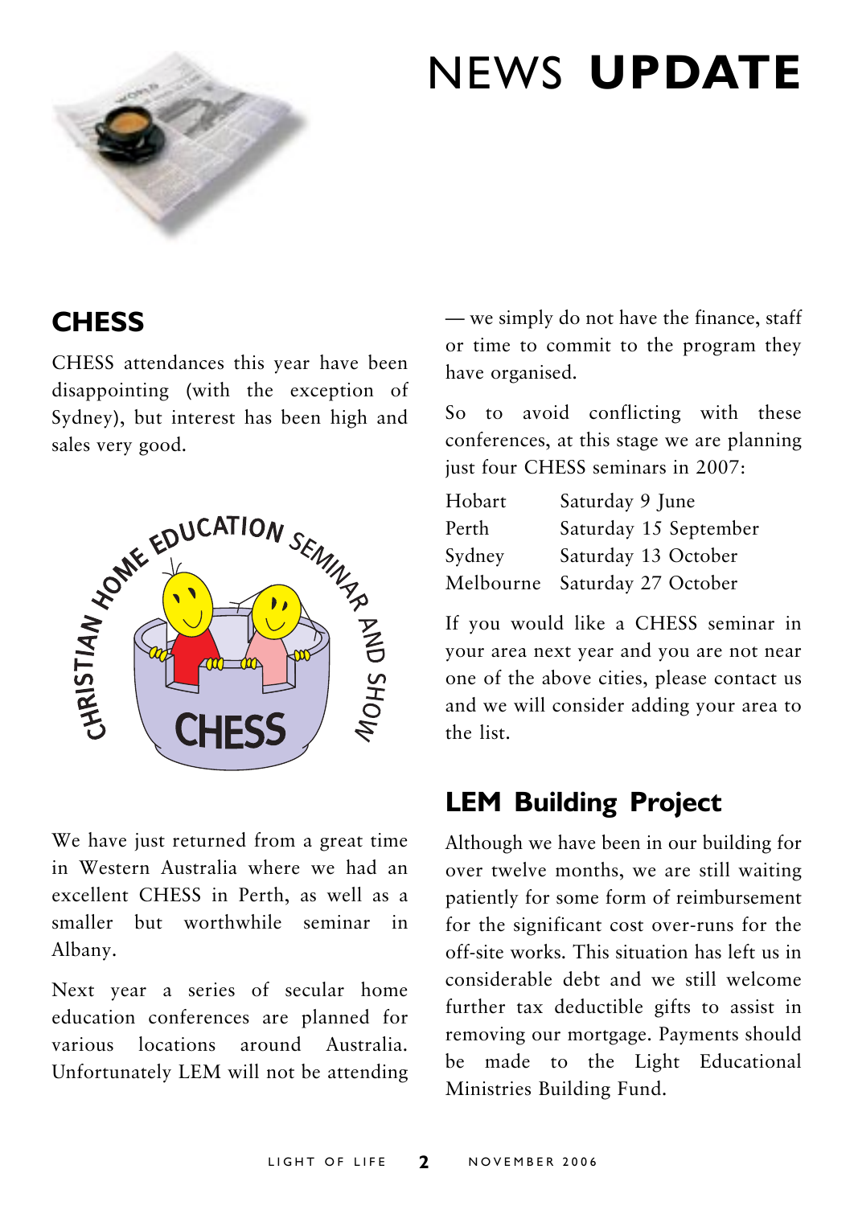# NEWS UPDATE

## CHESS

CHESS attendances this year have been disappointing (with the exception of Sydney), but interest has been high and sales very good.

We have just returned from a great time in Western Australia where we had an excellent CHESS in Perth, as well as a smaller but worthwhile seminar in Albany.

Next year a series of secular home education conferences are planned for various locations around Australia. Unfortunately LEM will not be attending — we simply do not have the finance, staff or time to commit to the program they have organised.

So to avoid conflicting with these conferences, at this stage we are planning just four CHESS seminars in 2007:

| | |
|---|---|
| Hobart | Saturday 9 June |
| Perth | Saturday 15 September |
| Sydney | Saturday 13 October |
| Melbourne | Saturday 27 October |

If you would like a CHESS seminar in your area next year and you are not near one of the above cities, please contact us and we will consider adding your area to the list.

## LEM Building Project

Although we have been in our building for over twelve months, we are still waiting patiently for some form of reimbursement for the significant cost over-runs for the off-site works. This situation has left us in considerable debt and we still welcome further tax deductible gifts to assist in removing our mortgage. Payments should be made to the Light Educational Ministries Building Fund.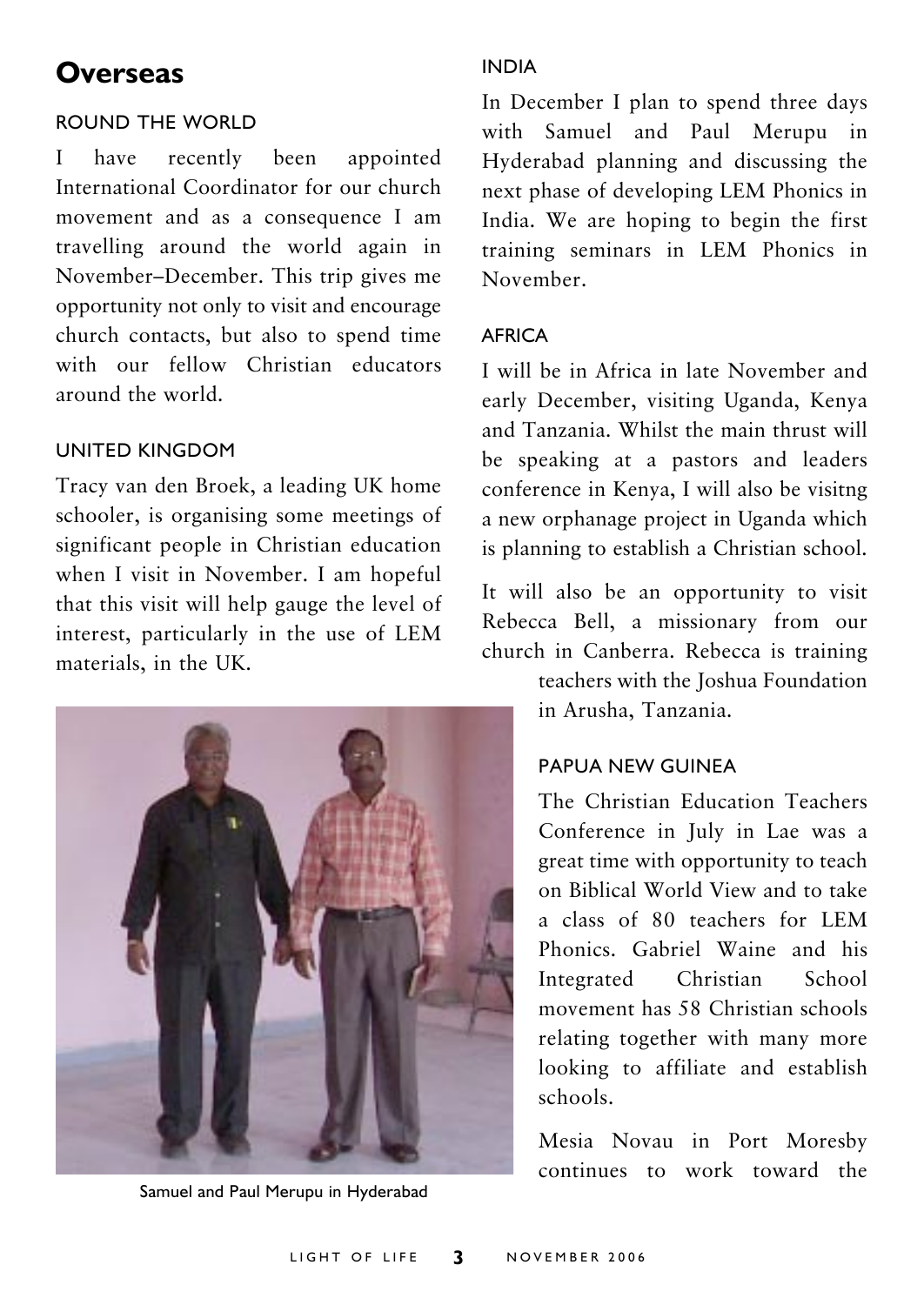# Overseas

### ROUND THE WORLD

I have recently been appointed International Coordinator for our church movement and as a consequence I am travelling around the world again in November–December. This trip gives me opportunity not only to visit and encourage church contacts, but also to spend time with our fellow Christian educators around the world.

### UNITED KINGDOM

Tracy van den Broek, a leading UK home schooler, is organising some meetings of significant people in Christian education when I visit in November. I am hopeful that this visit will help gauge the level of interest, particularly in the use of LEM materials, in the UK.

Samuel and Paul Merupu in Hyderabad

### INDIA

In December I plan to spend three days with Samuel and Paul Merupu in Hyderabad planning and discussing the next phase of developing LEM Phonics in India. We are hoping to begin the first training seminars in LEM Phonics in November.

### AFRICA

I will be in Africa in late November and early December, visiting Uganda, Kenya and Tanzania. Whilst the main thrust will be speaking at a pastors and leaders conference in Kenya, I will also be visitng a new orphanage project in Uganda which is planning to establish a Christian school.

It will also be an opportunity to visit Rebecca Bell, a missionary from our church in Canberra. Rebecca is training teachers with the Joshua Foundation in Arusha, Tanzania.

### PAPUA NEW GUINEA

The Christian Education Teachers Conference in July in Lae was a great time with opportunity to teach on Biblical World View and to take a class of 80 teachers for LEM Phonics. Gabriel Waine and his Integrated Christian School movement has 58 Christian schools relating together with many more looking to affiliate and establish schools.

Mesia Novau in Port Moresby continues to work toward the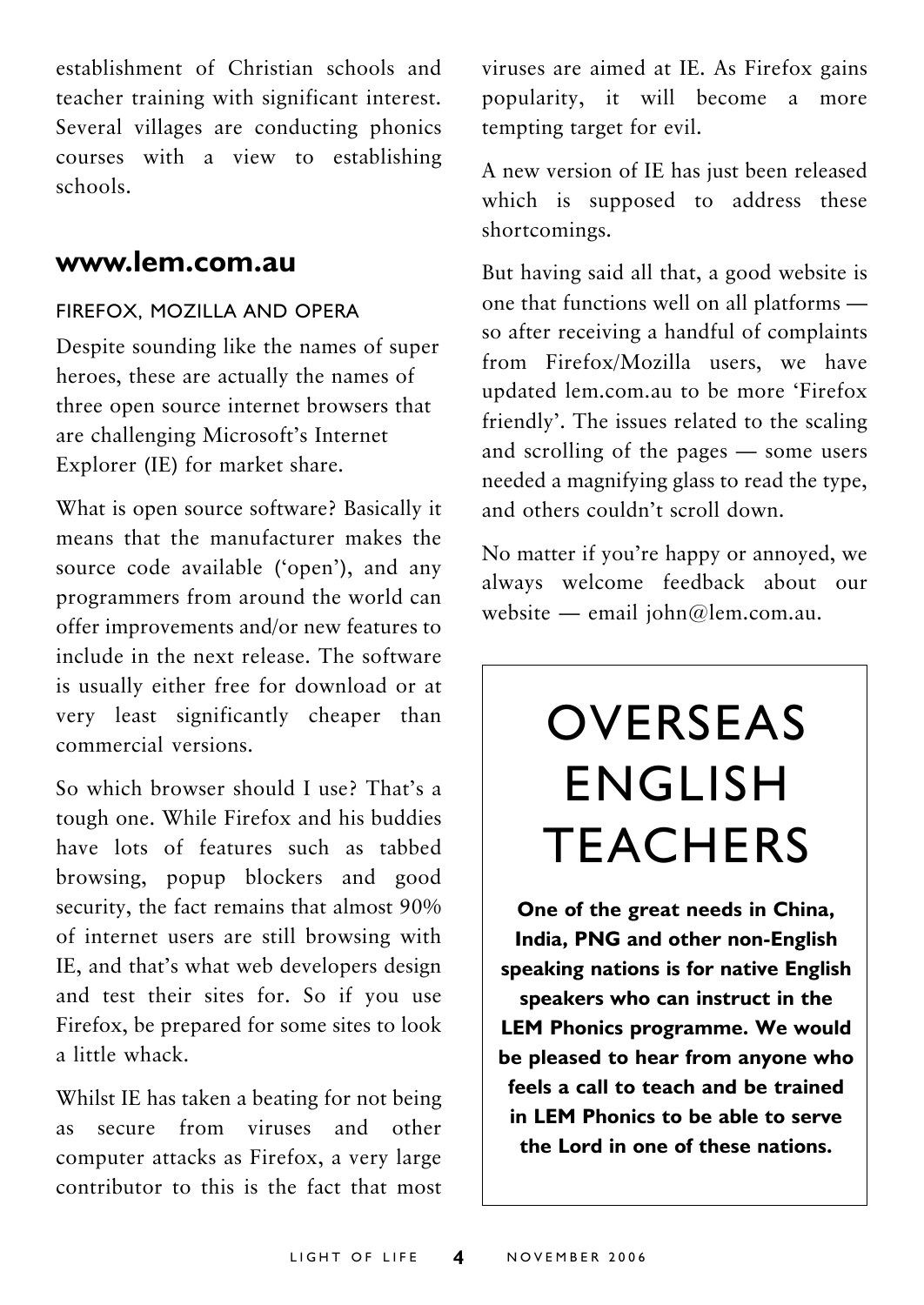establishment of Christian schools and teacher training with significant interest. Several villages are conducting phonics courses with a view to establishing schools.

## www.lem.com.au

### FIREFOX, MOZILLA AND OPERA

Despite sounding like the names of super heroes, these are actually the names of three open source internet browsers that are challenging Microsoft's Internet Explorer (IE) for market share.

What is open source software? Basically it means that the manufacturer makes the source code available ('open'), and any programmers from around the world can offer improvements and/or new features to include in the next release. The software is usually either free for download or at very least significantly cheaper than commercial versions.

So which browser should I use? That's a tough one. While Firefox and his buddies have lots of features such as tabbed browsing, popup blockers and good security, the fact remains that almost 90% of internet users are still browsing with IE, and that's what web developers design and test their sites for. So if you use Firefox, be prepared for some sites to look a little whack.

Whilst IE has taken a beating for not being as secure from viruses and other computer attacks as Firefox, a very large contributor to this is the fact that most viruses are aimed at IE. As Firefox gains popularity, it will become a more tempting target for evil.

A new version of IE has just been released which is supposed to address these shortcomings.

But having said all that, a good website is one that functions well on all platforms — so after receiving a handful of complaints from Firefox/Mozilla users, we have updated lem.com.au to be more 'Firefox friendly'. The issues related to the scaling and scrolling of the pages — some users needed a magnifying glass to read the type, and others couldn't scroll down.

No matter if you're happy or annoyed, we always welcome feedback about our website — email john@lem.com.au.

## OVERSEAS ENGLISH TEACHERS

**One of the great needs in China, India, PNG and other non-English speaking nations is for native English speakers who can instruct in the LEM Phonics programme. We would be pleased to hear from anyone who feels a call to teach and be trained in LEM Phonics to be able to serve the Lord in one of these nations.**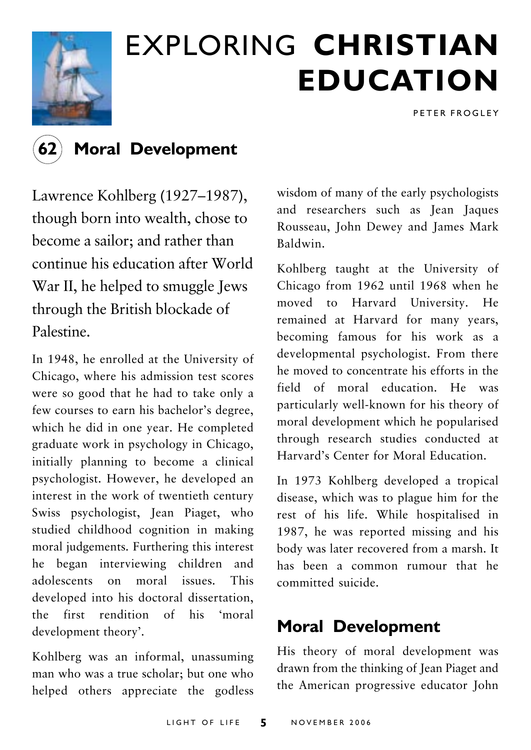# EXPLORING **CHRISTIAN EDUCATION**

PETER FROGLEY

## 62 Moral Development

Lawrence Kohlberg (1927–1987), though born into wealth, chose to become a sailor; and rather than continue his education after World War II, he helped to smuggle Jews through the British blockade of Palestine.

In 1948, he enrolled at the University of Chicago, where his admission test scores were so good that he had to take only a few courses to earn his bachelor's degree, which he did in one year. He completed graduate work in psychology in Chicago, initially planning to become a clinical psychologist. However, he developed an interest in the work of twentieth century Swiss psychologist, Jean Piaget, who studied childhood cognition in making moral judgements. Furthering this interest he began interviewing children and adolescents on moral issues. This developed into his doctoral dissertation, the first rendition of his 'moral development theory'.

Kohlberg was an informal, unassuming man who was a true scholar; but one who helped others appreciate the godless wisdom of many of the early psychologists and researchers such as Jean Jaques Rousseau, John Dewey and James Mark Baldwin.

Kohlberg taught at the University of Chicago from 1962 until 1968 when he moved to Harvard University. He remained at Harvard for many years, becoming famous for his work as a developmental psychologist. From there he moved to concentrate his efforts in the field of moral education. He was particularly well-known for his theory of moral development which he popularised through research studies conducted at Harvard's Center for Moral Education.

In 1973 Kohlberg developed a tropical disease, which was to plague him for the rest of his life. While hospitalised in 1987, he was reported missing and his body was later recovered from a marsh. It has been a common rumour that he committed suicide.

## Moral Development

His theory of moral development was drawn from the thinking of Jean Piaget and the American progressive educator John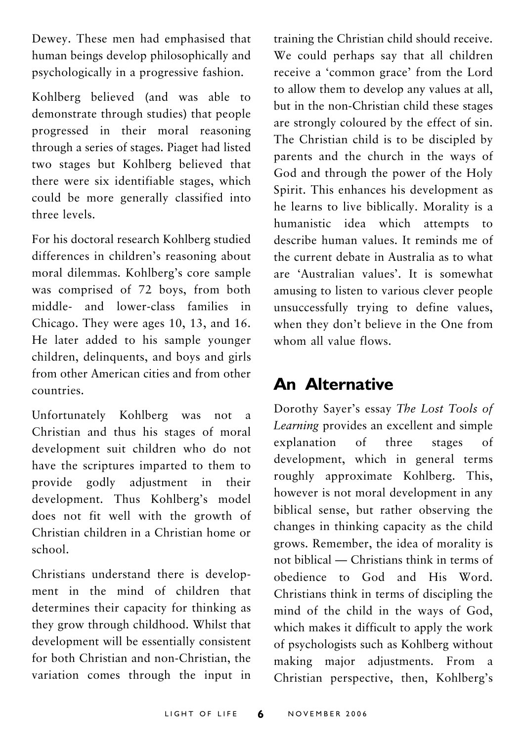Dewey. These men had emphasised that human beings develop philosophically and psychologically in a progressive fashion.

Kohlberg believed (and was able to demonstrate through studies) that people progressed in their moral reasoning through a series of stages. Piaget had listed two stages but Kohlberg believed that there were six identifiable stages, which could be more generally classified into three levels.

For his doctoral research Kohlberg studied differences in children's reasoning about moral dilemmas. Kohlberg's core sample was comprised of 72 boys, from both middle- and lower-class families in Chicago. They were ages 10, 13, and 16. He later added to his sample younger children, delinquents, and boys and girls from other American cities and from other countries.

Unfortunately Kohlberg was not a Christian and thus his stages of moral development suit children who do not have the scriptures imparted to them to provide godly adjustment in their development. Thus Kohlberg's model does not fit well with the growth of Christian children in a Christian home or school.

Christians understand there is development in the mind of children that determines their capacity for thinking as they grow through childhood. Whilst that development will be essentially consistent for both Christian and non-Christian, the variation comes through the input in training the Christian child should receive. We could perhaps say that all children receive a 'common grace' from the Lord to allow them to develop any values at all, but in the non-Christian child these stages are strongly coloured by the effect of sin. The Christian child is to be discipled by parents and the church in the ways of God and through the power of the Holy Spirit. This enhances his development as he learns to live biblically. Morality is a humanistic idea which attempts to describe human values. It reminds me of the current debate in Australia as to what are 'Australian values'. It is somewhat amusing to listen to various clever people unsuccessfully trying to define values, when they don't believe in the One from whom all value flows.

## An Alternative

Dorothy Sayer's essay *The Lost Tools of Learning* provides an excellent and simple explanation of three stages of development, which in general terms roughly approximate Kohlberg. This, however is not moral development in any biblical sense, but rather observing the changes in thinking capacity as the child grows. Remember, the idea of morality is not biblical — Christians think in terms of obedience to God and His Word. Christians think in terms of discipling the mind of the child in the ways of God, which makes it difficult to apply the work of psychologists such as Kohlberg without making major adjustments. From a Christian perspective, then, Kohlberg's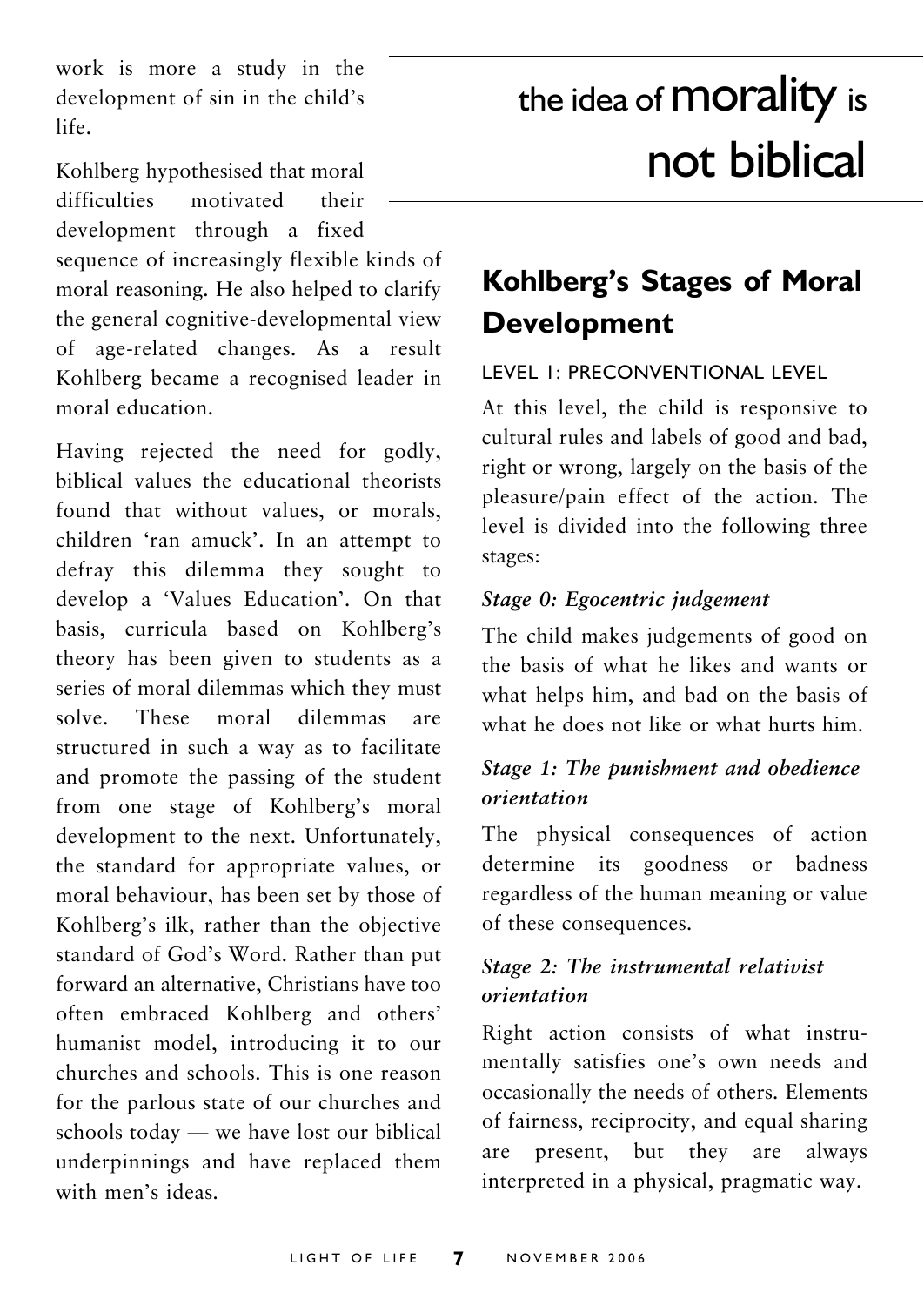work is more a study in the development of sin in the child's life.

Kohlberg hypothesised that moral difficulties motivated their development through a fixed sequence of increasingly flexible kinds of moral reasoning. He also helped to clarify the general cognitive-developmental view of age-related changes. As a result Kohlberg became a recognised leader in moral education.

Having rejected the need for godly, biblical values the educational theorists found that without values, or morals, children 'ran amuck'. In an attempt to defray this dilemma they sought to develop a 'Values Education'. On that basis, curricula based on Kohlberg's theory has been given to students as a series of moral dilemmas which they must solve. These moral dilemmas are structured in such a way as to facilitate and promote the passing of the student from one stage of Kohlberg's moral development to the next. Unfortunately, the standard for appropriate values, or moral behaviour, has been set by those of Kohlberg's ilk, rather than the objective standard of God's Word. Rather than put forward an alternative, Christians have too often embraced Kohlberg and others' humanist model, introducing it to our churches and schools. This is one reason for the parlous state of our churches and schools today — we have lost our biblical underpinnings and have replaced them with men's ideas.

the idea of **morality** is not biblical

## Kohlberg's Stages of Moral Development

### LEVEL 1: PRECONVENTIONAL LEVEL

At this level, the child is responsive to cultural rules and labels of good and bad, right or wrong, largely on the basis of the pleasure/pain effect of the action. The level is divided into the following three stages:

***Stage 0: Egocentric judgement***

The child makes judgements of good on the basis of what he likes and wants or what helps him, and bad on the basis of what he does not like or what hurts him.

***Stage 1: The punishment and obedience orientation***

The physical consequences of action determine its goodness or badness regardless of the human meaning or value of these consequences.

***Stage 2: The instrumental relativist orientation***

Right action consists of what instrumentally satisfies one's own needs and occasionally the needs of others. Elements of fairness, reciprocity, and equal sharing are present, but they are always interpreted in a physical, pragmatic way.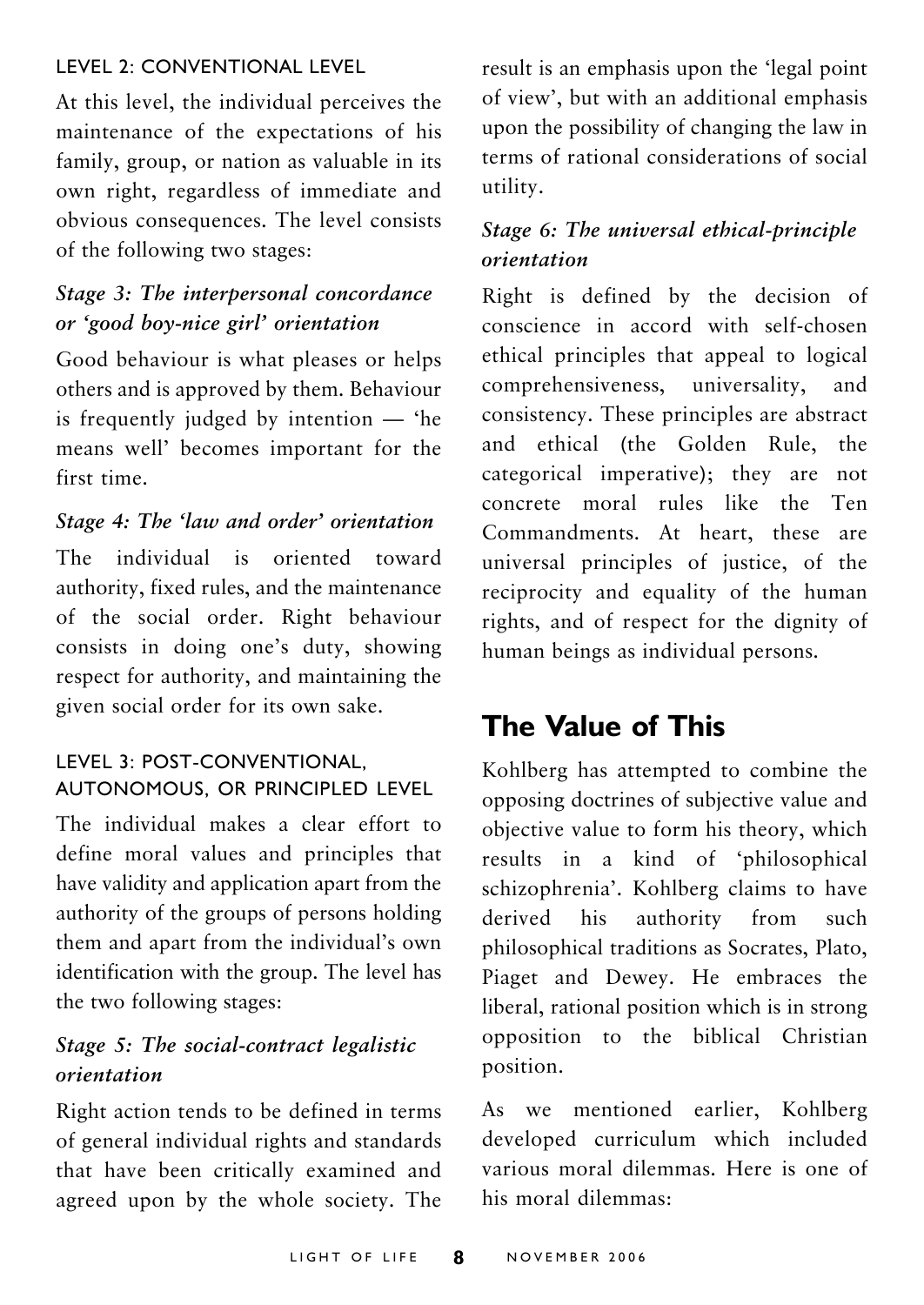### LEVEL 2: CONVENTIONAL LEVEL

At this level, the individual perceives the maintenance of the expectations of his family, group, or nation as valuable in its own right, regardless of immediate and obvious consequences. The level consists of the following two stages:

#### *Stage 3: The interpersonal concordance or 'good boy-nice girl' orientation*

Good behaviour is what pleases or helps others and is approved by them. Behaviour is frequently judged by intention — 'he means well' becomes important for the first time.

#### *Stage 4: The 'law and order' orientation*

The individual is oriented toward authority, fixed rules, and the maintenance of the social order. Right behaviour consists in doing one's duty, showing respect for authority, and maintaining the given social order for its own sake.

### LEVEL 3: POST-CONVENTIONAL, AUTONOMOUS, OR PRINCIPLED LEVEL

The individual makes a clear effort to define moral values and principles that have validity and application apart from the authority of the groups of persons holding them and apart from the individual's own identification with the group. The level has the two following stages:

#### *Stage 5: The social-contract legalistic orientation*

Right action tends to be defined in terms of general individual rights and standards that have been critically examined and agreed upon by the whole society. The result is an emphasis upon the 'legal point of view', but with an additional emphasis upon the possibility of changing the law in terms of rational considerations of social utility.

#### *Stage 6: The universal ethical-principle orientation*

Right is defined by the decision of conscience in accord with self-chosen ethical principles that appeal to logical comprehensiveness, universality, and consistency. These principles are abstract and ethical (the Golden Rule, the categorical imperative); they are not concrete moral rules like the Ten Commandments. At heart, these are universal principles of justice, of the reciprocity and equality of the human rights, and of respect for the dignity of human beings as individual persons.

## The Value of This

Kohlberg has attempted to combine the opposing doctrines of subjective value and objective value to form his theory, which results in a kind of 'philosophical schizophrenia'. Kohlberg claims to have derived his authority from such philosophical traditions as Socrates, Plato, Piaget and Dewey. He embraces the liberal, rational position which is in strong opposition to the biblical Christian position.

As we mentioned earlier, Kohlberg developed curriculum which included various moral dilemmas. Here is one of his moral dilemmas: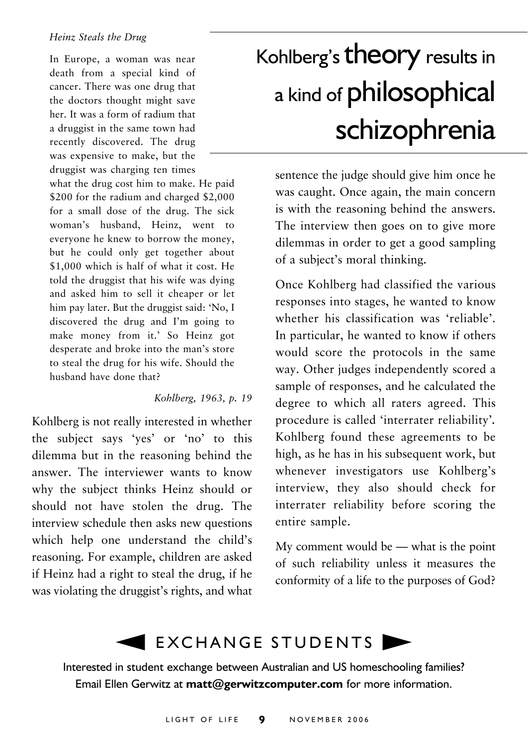*Heinz Steals the Drug*

In Europe, a woman was near death from a special kind of cancer. There was one drug that the doctors thought might save her. It was a form of radium that a druggist in the same town had recently discovered. The drug was expensive to make, but the druggist was charging ten times what the drug cost him to make. He paid $200 for the radium and charged $2,000 for a small dose of the drug. The sick woman's husband, Heinz, went to everyone he knew to borrow the money, but he could only get together about $1,000 which is half of what it cost. He told the druggist that his wife was dying and asked him to sell it cheaper or let him pay later. But the druggist said: 'No, I discovered the drug and I'm going to make money from it.' So Heinz got desperate and broke into the man's store to steal the drug for his wife. Should the husband have done that?

*Kohlberg, 1963, p. 19*

Kohlberg is not really interested in whether the subject says 'yes' or 'no' to this dilemma but in the reasoning behind the answer. The interviewer wants to know why the subject thinks Heinz should or should not have stolen the drug. The interview schedule then asks new questions which help one understand the child's reasoning. For example, children are asked if Heinz had a right to steal the drug, if he was violating the druggist's rights, and what sentence the judge should give him once he was caught. Once again, the main concern is with the reasoning behind the answers. The interview then goes on to give more dilemmas in order to get a good sampling of a subject's moral thinking.

## Kohlberg's theory results in a kind of philosophical schizophrenia

Once Kohlberg had classified the various responses into stages, he wanted to know whether his classification was 'reliable'. In particular, he wanted to know if others would score the protocols in the same way. Other judges independently scored a sample of responses, and he calculated the degree to which all raters agreed. This procedure is called 'interrater reliability'. Kohlberg found these agreements to be high, as he has in his subsequent work, but whenever investigators use Kohlberg's interview, they also should check for interrater reliability before scoring the entire sample.

My comment would be — what is the point of such reliability unless it measures the conformity of a life to the purposes of God?

## EXCHANGE STUDENTS

Interested in student exchange between Australian and US homeschooling families? Email Ellen Gerwitz at **matt@gerwitzcomputer.com** for more information.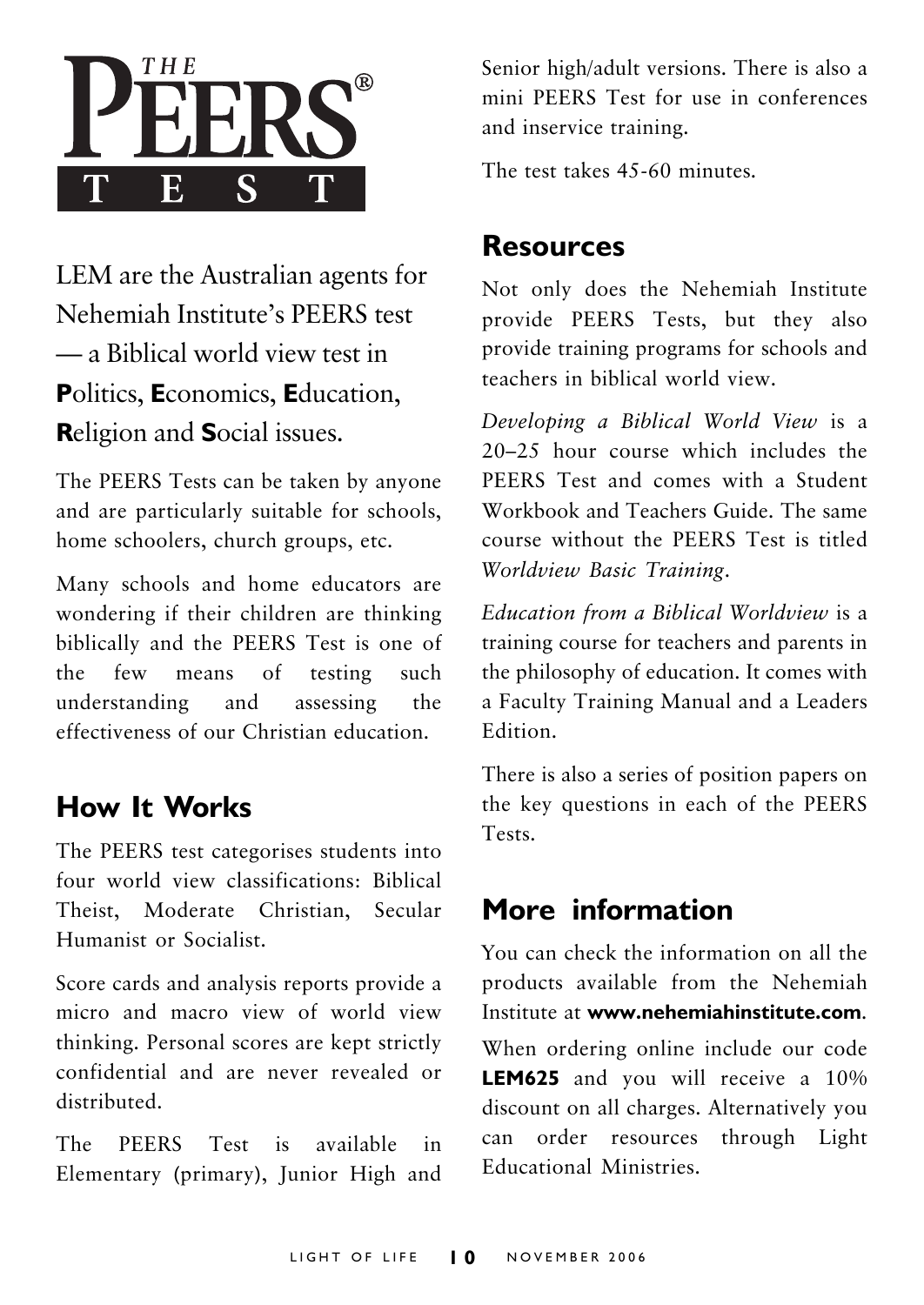# THE PEERS® TEST

LEM are the Australian agents for Nehemiah Institute's PEERS test — a Biblical world view test in **P**olitics, **E**conomics, **E**ducation, **R**eligion and **S**ocial issues.

The PEERS Tests can be taken by anyone and are particularly suitable for schools, home schoolers, church groups, etc.

Many schools and home educators are wondering if their children are thinking biblically and the PEERS Test is one of the few means of testing such understanding and assessing the effectiveness of our Christian education.

## How It Works

The PEERS test categorises students into four world view classifications: Biblical Theist, Moderate Christian, Secular Humanist or Socialist.

Score cards and analysis reports provide a micro and macro view of world view thinking. Personal scores are kept strictly confidential and are never revealed or distributed.

The PEERS Test is available in Elementary (primary), Junior High and Senior high/adult versions. There is also a mini PEERS Test for use in conferences and inservice training.

The test takes 45-60 minutes.

## Resources

Not only does the Nehemiah Institute provide PEERS Tests, but they also provide training programs for schools and teachers in biblical world view.

*Developing a Biblical World View* is a 20–25 hour course which includes the PEERS Test and comes with a Student Workbook and Teachers Guide. The same course without the PEERS Test is titled *Worldview Basic Training*.

*Education from a Biblical Worldview* is a training course for teachers and parents in the philosophy of education. It comes with a Faculty Training Manual and a Leaders Edition.

There is also a series of position papers on the key questions in each of the PEERS Tests.

## More information

You can check the information on all the products available from the Nehemiah Institute at **www.nehemiahinstitute.com**.

When ordering online include our code **LEM625** and you will receive a 10% discount on all charges. Alternatively you can order resources through Light Educational Ministries.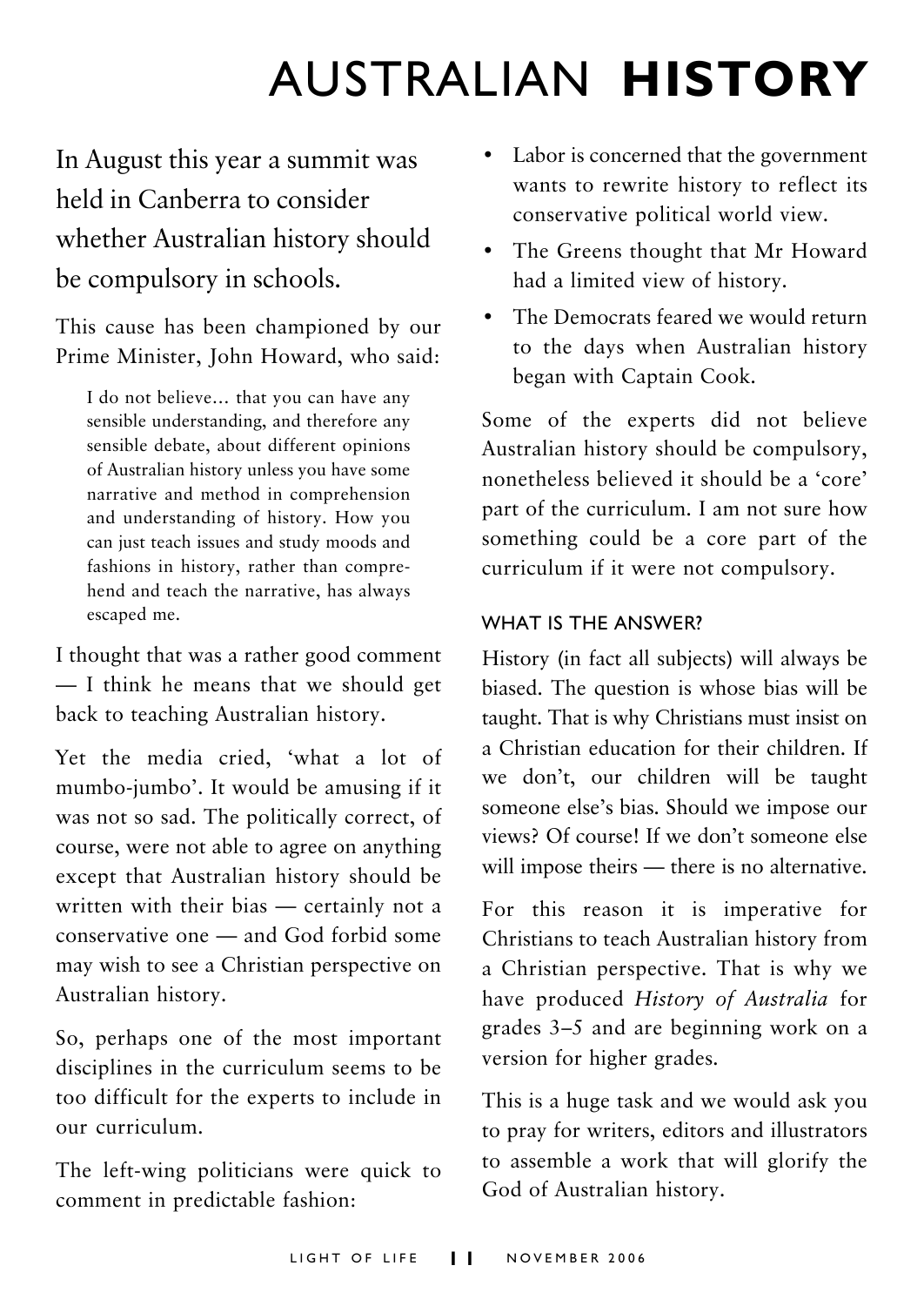# AUSTRALIAN **HISTORY**

In August this year a summit was held in Canberra to consider whether Australian history should be compulsory in schools.

This cause has been championed by our Prime Minister, John Howard, who said:

> I do not believe... that you can have any sensible understanding, and therefore any sensible debate, about different opinions of Australian history unless you have some narrative and method in comprehension and understanding of history. How you can just teach issues and study moods and fashions in history, rather than comprehend and teach the narrative, has always escaped me.

I thought that was a rather good comment — I think he means that we should get back to teaching Australian history.

Yet the media cried, 'what a lot of mumbo-jumbo'. It would be amusing if it was not so sad. The politically correct, of course, were not able to agree on anything except that Australian history should be written with their bias — certainly not a conservative one — and God forbid some may wish to see a Christian perspective on Australian history.

So, perhaps one of the most important disciplines in the curriculum seems to be too difficult for the experts to include in our curriculum.

The left-wing politicians were quick to comment in predictable fashion:

- Labor is concerned that the government wants to rewrite history to reflect its conservative political world view.
- The Greens thought that Mr Howard had a limited view of history.
- The Democrats feared we would return to the days when Australian history began with Captain Cook.

Some of the experts did not believe Australian history should be compulsory, nonetheless believed it should be a 'core' part of the curriculum. I am not sure how something could be a core part of the curriculum if it were not compulsory.

### WHAT IS THE ANSWER?

History (in fact all subjects) will always be biased. The question is whose bias will be taught. That is why Christians must insist on a Christian education for their children. If we don't, our children will be taught someone else's bias. Should we impose our views? Of course! If we don't someone else will impose theirs — there is no alternative.

For this reason it is imperative for Christians to teach Australian history from a Christian perspective. That is why we have produced *History of Australia* for grades 3–5 and are beginning work on a version for higher grades.

This is a huge task and we would ask you to pray for writers, editors and illustrators to assemble a work that will glorify the God of Australian history.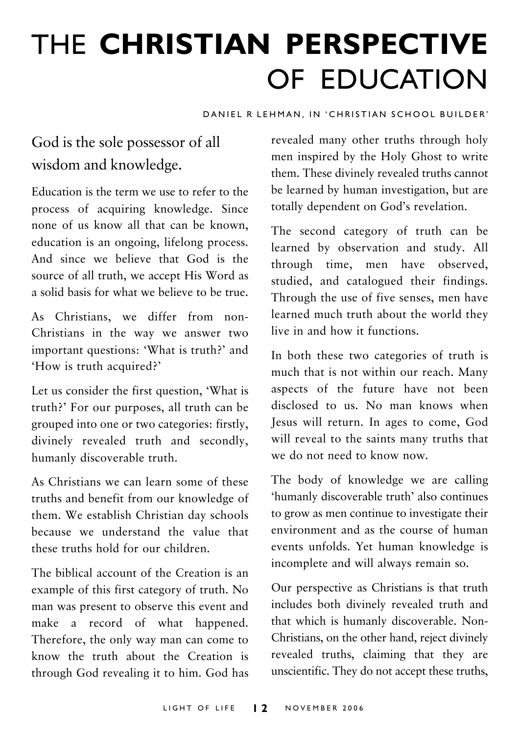# THE **CHRISTIAN PERSPECTIVE** OF EDUCATION

DANIEL R LEHMAN, IN 'CHRISTIAN SCHOOL BUILDER'

God is the sole possessor of all wisdom and knowledge.

Education is the term we use to refer to the process of acquiring knowledge. Since none of us know all that can be known, education is an ongoing, lifelong process. And since we believe that God is the source of all truth, we accept His Word as a solid basis for what we believe to be true.

As Christians, we differ from non-Christians in the way we answer two important questions: 'What is truth?' and 'How is truth acquired?'

Let us consider the first question, 'What is truth?' For our purposes, all truth can be grouped into one or two categories: firstly, divinely revealed truth and secondly, humanly discoverable truth.

As Christians we can learn some of these truths and benefit from our knowledge of them. We establish Christian day schools because we understand the value that these truths hold for our children.

The biblical account of the Creation is an example of this first category of truth. No man was present to observe this event and make a record of what happened. Therefore, the only way man can come to know the truth about the Creation is through God revealing it to him. God has revealed many other truths through holy men inspired by the Holy Ghost to write them. These divinely revealed truths cannot be learned by human investigation, but are totally dependent on God's revelation.

The second category of truth can be learned by observation and study. All through time, men have observed, studied, and catalogued their findings. Through the use of five senses, men have learned much truth about the world they live in and how it functions.

In both these two categories of truth is much that is not within our reach. Many aspects of the future have not been disclosed to us. No man knows when Jesus will return. In ages to come, God will reveal to the saints many truths that we do not need to know now.

The body of knowledge we are calling 'humanly discoverable truth' also continues to grow as men continue to investigate their environment and as the course of human events unfolds. Yet human knowledge is incomplete and will always remain so.

Our perspective as Christians is that truth includes both divinely revealed truth and that which is humanly discoverable. Non-Christians, on the other hand, reject divinely revealed truths, claiming that they are unscientific. They do not accept these truths,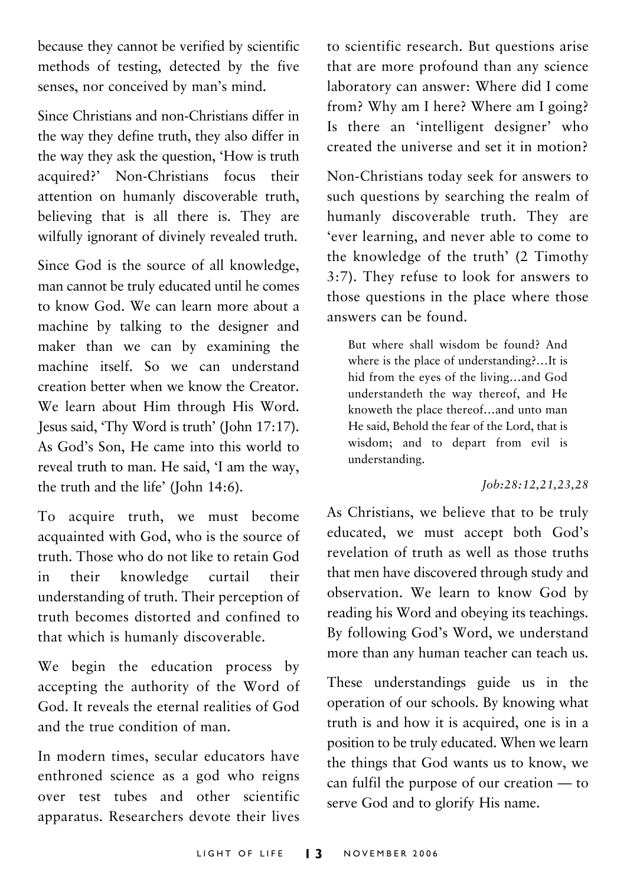because they cannot be verified by scientific methods of testing, detected by the five senses, nor conceived by man's mind.

Since Christians and non-Christians differ in the way they define truth, they also differ in the way they ask the question, 'How is truth acquired?' Non-Christians focus their attention on humanly discoverable truth, believing that is all there is. They are wilfully ignorant of divinely revealed truth.

Since God is the source of all knowledge, man cannot be truly educated until he comes to know God. We can learn more about a machine by talking to the designer and maker than we can by examining the machine itself. So we can understand creation better when we know the Creator. We learn about Him through His Word. Jesus said, 'Thy Word is truth' (John 17:17). As God's Son, He came into this world to reveal truth to man. He said, 'I am the way, the truth and the life' (John 14:6).

To acquire truth, we must become acquainted with God, who is the source of truth. Those who do not like to retain God in their knowledge curtail their understanding of truth. Their perception of truth becomes distorted and confined to that which is humanly discoverable.

We begin the education process by accepting the authority of the Word of God. It reveals the eternal realities of God and the true condition of man.

In modern times, secular educators have enthroned science as a god who reigns over test tubes and other scientific apparatus. Researchers devote their lives to scientific research. But questions arise that are more profound than any science laboratory can answer: Where did I come from? Why am I here? Where am I going? Is there an 'intelligent designer' who created the universe and set it in motion?

Non-Christians today seek for answers to such questions by searching the realm of humanly discoverable truth. They are 'ever learning, and never able to come to the knowledge of the truth' (2 Timothy 3:7). They refuse to look for answers to those questions in the place where those answers can be found.

> But where shall wisdom be found? And where is the place of understanding?…It is hid from the eyes of the living…and God understandeth the way thereof, and He knoweth the place thereof…and unto man He said, Behold the fear of the Lord, that is wisdom; and to depart from evil is understanding.
>
> *Job:28:12,21,23,28*

As Christians, we believe that to be truly educated, we must accept both God's revelation of truth as well as those truths that men have discovered through study and observation. We learn to know God by reading his Word and obeying its teachings. By following God's Word, we understand more than any human teacher can teach us.

These understandings guide us in the operation of our schools. By knowing what truth is and how it is acquired, one is in a position to be truly educated. When we learn the things that God wants us to know, we can fulfil the purpose of our creation — to serve God and to glorify His name.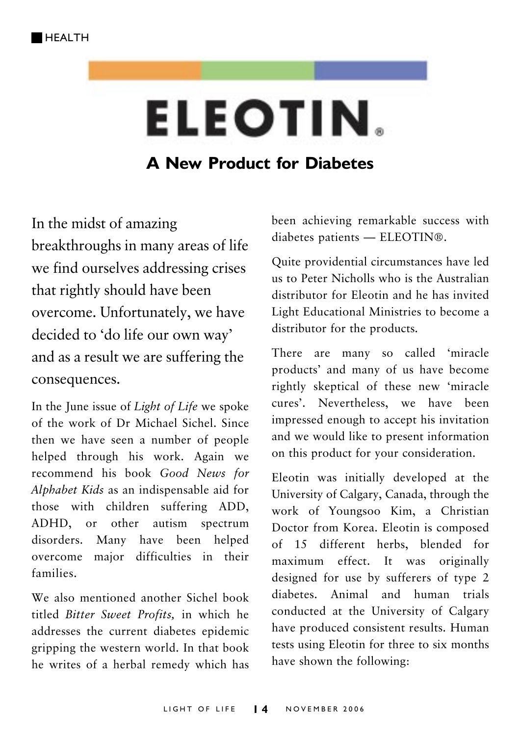# ELEOTIN®

## A New Product for Diabetes

In the midst of amazing breakthroughs in many areas of life we find ourselves addressing crises that rightly should have been overcome. Unfortunately, we have decided to 'do life our own way' and as a result we are suffering the consequences.

In the June issue of *Light of Life* we spoke of the work of Dr Michael Sichel. Since then we have seen a number of people helped through his work. Again we recommend his book *Good News for Alphabet Kids* as an indispensable aid for those with children suffering ADD, ADHD, or other autism spectrum disorders. Many have been helped overcome major difficulties in their families.

We also mentioned another Sichel book titled *Bitter Sweet Profits,* in which he addresses the current diabetes epidemic gripping the western world. In that book he writes of a herbal remedy which has been achieving remarkable success with diabetes patients — ELEOTIN®.

Quite providential circumstances have led us to Peter Nicholls who is the Australian distributor for Eleotin and he has invited Light Educational Ministries to become a distributor for the products.

There are many so called 'miracle products' and many of us have become rightly skeptical of these new 'miracle cures'. Nevertheless, we have been impressed enough to accept his invitation and we would like to present information on this product for your consideration.

Eleotin was initially developed at the University of Calgary, Canada, through the work of Youngsoo Kim, a Christian Doctor from Korea. Eleotin is composed of 15 different herbs, blended for maximum effect. It was originally designed for use by sufferers of type 2 diabetes. Animal and human trials conducted at the University of Calgary have produced consistent results. Human tests using Eleotin for three to six months have shown the following: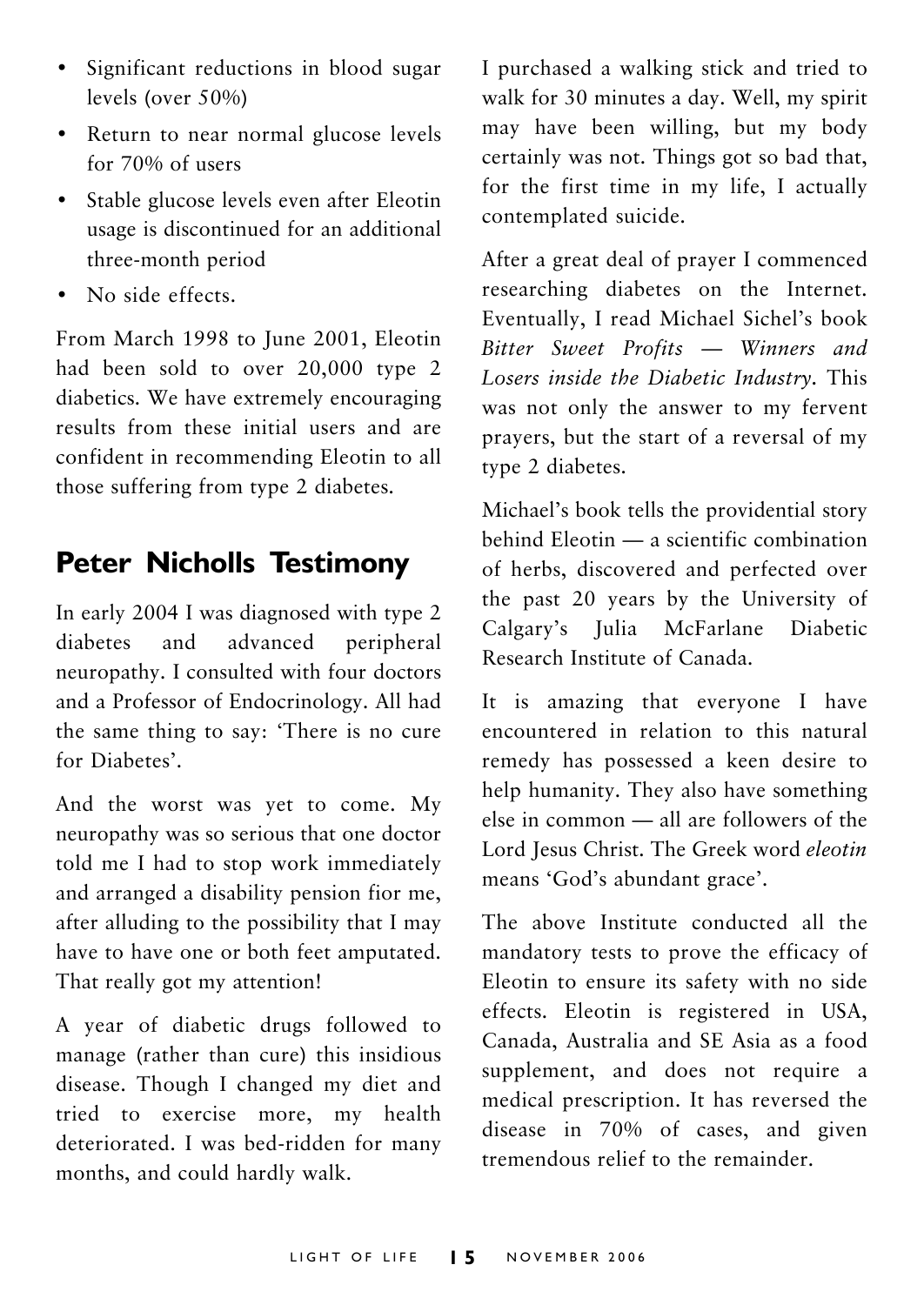- Significant reductions in blood sugar levels (over 50%)
- Return to near normal glucose levels for 70% of users
- Stable glucose levels even after Eleotin usage is discontinued for an additional three-month period
- No side effects.

From March 1998 to June 2001, Eleotin had been sold to over 20,000 type 2 diabetics. We have extremely encouraging results from these initial users and are confident in recommending Eleotin to all those suffering from type 2 diabetes.

## Peter Nicholls Testimony

In early 2004 I was diagnosed with type 2 diabetes and advanced peripheral neuropathy. I consulted with four doctors and a Professor of Endocrinology. All had the same thing to say: 'There is no cure for Diabetes'.

And the worst was yet to come. My neuropathy was so serious that one doctor told me I had to stop work immediately and arranged a disability pension fior me, after alluding to the possibility that I may have to have one or both feet amputated. That really got my attention!

A year of diabetic drugs followed to manage (rather than cure) this insidious disease. Though I changed my diet and tried to exercise more, my health deteriorated. I was bed-ridden for many months, and could hardly walk.

I purchased a walking stick and tried to walk for 30 minutes a day. Well, my spirit may have been willing, but my body certainly was not. Things got so bad that, for the first time in my life, I actually contemplated suicide.

After a great deal of prayer I commenced researching diabetes on the Internet. Eventually, I read Michael Sichel's book *Bitter Sweet Profits — Winners and Losers inside the Diabetic Industry*. This was not only the answer to my fervent prayers, but the start of a reversal of my type 2 diabetes.

Michael's book tells the providential story behind Eleotin — a scientific combination of herbs, discovered and perfected over the past 20 years by the University of Calgary's Julia McFarlane Diabetic Research Institute of Canada.

It is amazing that everyone I have encountered in relation to this natural remedy has possessed a keen desire to help humanity. They also have something else in common — all are followers of the Lord Jesus Christ. The Greek word *eleotin* means 'God's abundant grace'.

The above Institute conducted all the mandatory tests to prove the efficacy of Eleotin to ensure its safety with no side effects. Eleotin is registered in USA, Canada, Australia and SE Asia as a food supplement, and does not require a medical prescription. It has reversed the disease in 70% of cases, and given tremendous relief to the remainder.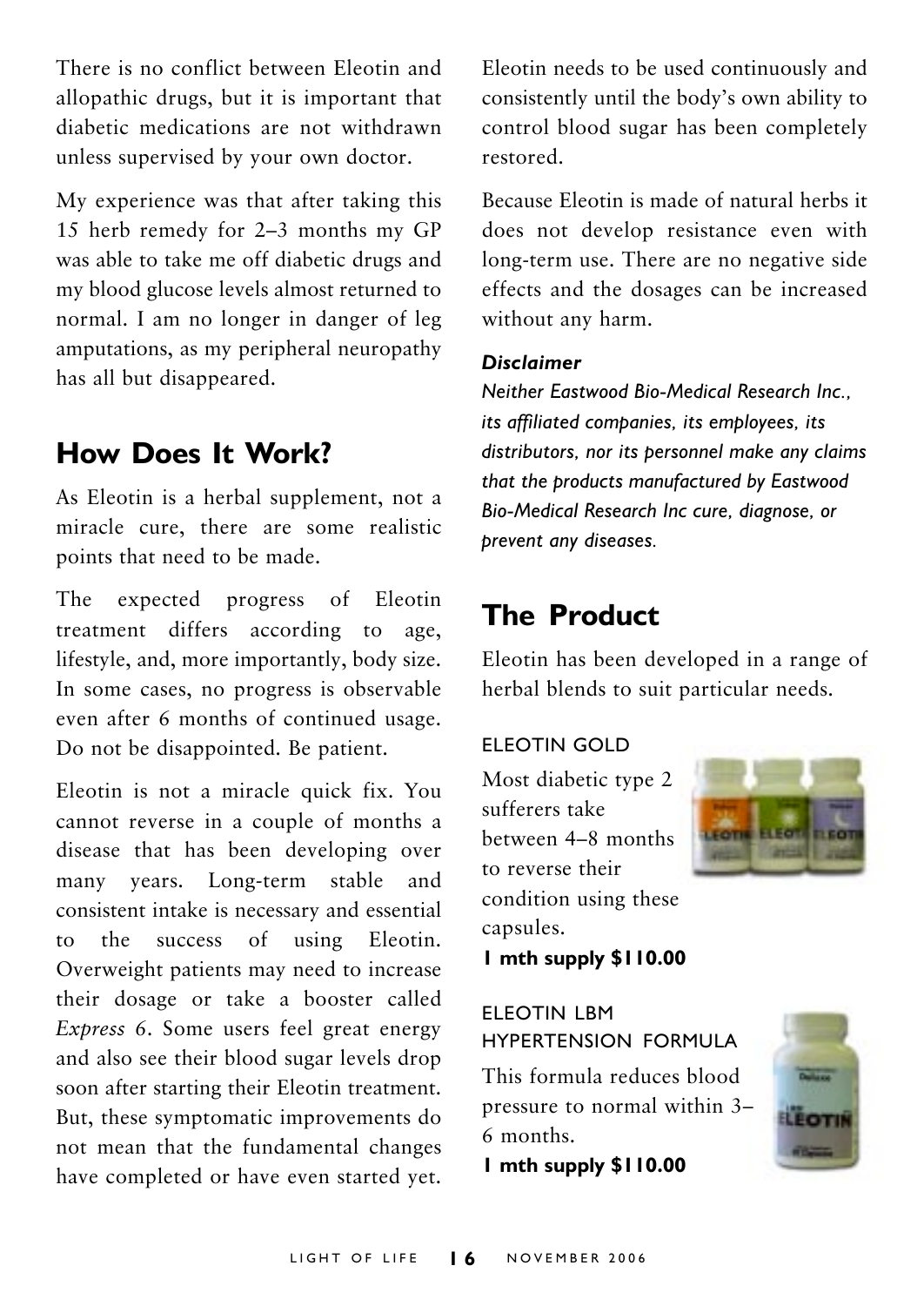There is no conflict between Eleotin and allopathic drugs, but it is important that diabetic medications are not withdrawn unless supervised by your own doctor.

My experience was that after taking this 15 herb remedy for 2–3 months my GP was able to take me off diabetic drugs and my blood glucose levels almost returned to normal. I am no longer in danger of leg amputations, as my peripheral neuropathy has all but disappeared.

## How Does It Work?

As Eleotin is a herbal supplement, not a miracle cure, there are some realistic points that need to be made.

The expected progress of Eleotin treatment differs according to age, lifestyle, and, more importantly, body size. In some cases, no progress is observable even after 6 months of continued usage. Do not be disappointed. Be patient.

Eleotin is not a miracle quick fix. You cannot reverse in a couple of months a disease that has been developing over many years. Long-term stable and consistent intake is necessary and essential to the success of using Eleotin. Overweight patients may need to increase their dosage or take a booster called *Express 6*. Some users feel great energy and also see their blood sugar levels drop soon after starting their Eleotin treatment. But, these symptomatic improvements do not mean that the fundamental changes have completed or have even started yet.

Eleotin needs to be used continuously and consistently until the body's own ability to control blood sugar has been completely restored.

Because Eleotin is made of natural herbs it does not develop resistance even with long-term use. There are no negative side effects and the dosages can be increased without any harm.

***Disclaimer***

*Neither Eastwood Bio-Medical Research Inc., its affiliated companies, its employees, its distributors, nor its personnel make any claims that the products manufactured by Eastwood Bio-Medical Research Inc cure, diagnose, or prevent any diseases.*

## The Product

Eleotin has been developed in a range of herbal blends to suit particular needs.

ELEOTIN GOLD

Most diabetic type 2 sufferers take between 4–8 months to reverse their condition using these capsules.

**1 mth supply $110.00**

ELEOTIN LBM HYPERTENSION FORMULA

This formula reduces blood pressure to normal within 3–6 months.

**1 mth supply $110.00**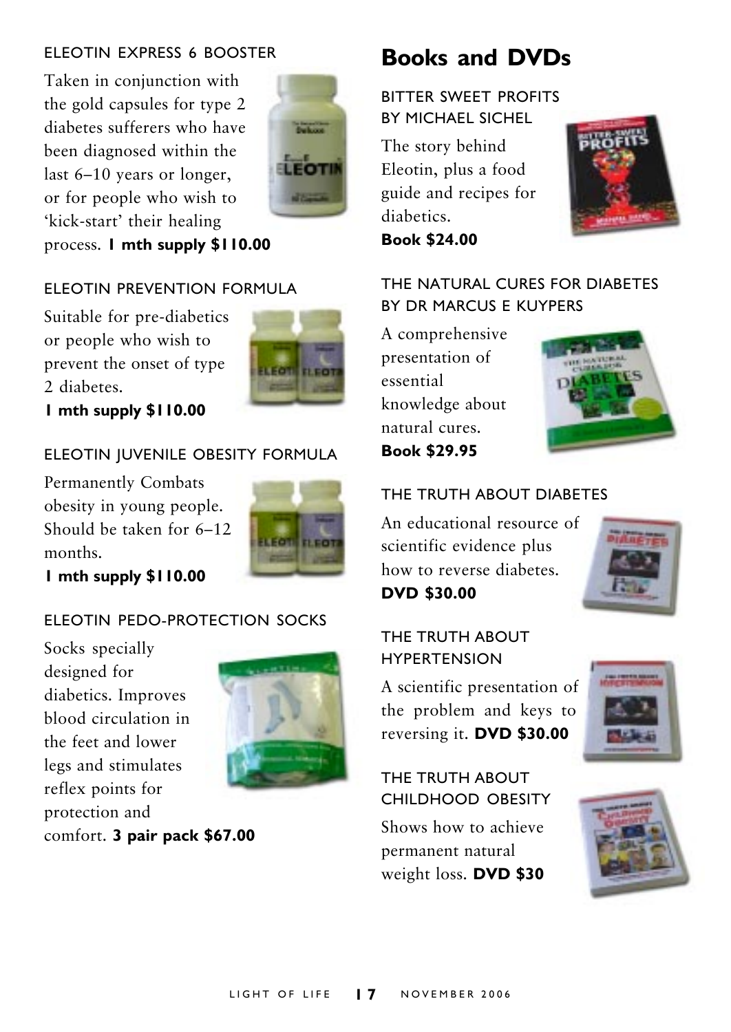### ELEOTIN EXPRESS 6 BOOSTER

Taken in conjunction with the gold capsules for type 2 diabetes sufferers who have been diagnosed within the last 6–10 years or longer, or for people who wish to 'kick-start' their healing process. **1 mth supply $110.00**

### ELEOTIN PREVENTION FORMULA

Suitable for pre-diabetics or people who wish to prevent the onset of type 2 diabetes.

**1 mth supply $110.00**

### ELEOTIN JUVENILE OBESITY FORMULA

Permanently Combats obesity in young people. Should be taken for 6–12 months.

**1 mth supply $110.00**

### ELEOTIN PEDO-PROTECTION SOCKS

Socks specially designed for diabetics. Improves blood circulation in the feet and lower legs and stimulates reflex points for protection and comfort. **3 pair pack $67.00**

## Books and DVDs

### BITTER SWEET PROFITS BY MICHAEL SICHEL

The story behind Eleotin, plus a food guide and recipes for diabetics.

**Book $24.00**

### THE NATURAL CURES FOR DIABETES BY DR MARCUS E KUYPERS

A comprehensive presentation of essential knowledge about natural cures.

**Book $29.95**

### THE TRUTH ABOUT DIABETES

An educational resource of scientific evidence plus how to reverse diabetes.

**DVD $30.00**

### THE TRUTH ABOUT HYPERTENSION

A scientific presentation of the problem and keys to reversing it. **DVD $30.00**

### THE TRUTH ABOUT CHILDHOOD OBESITY

Shows how to achieve permanent natural weight loss. **DVD $30**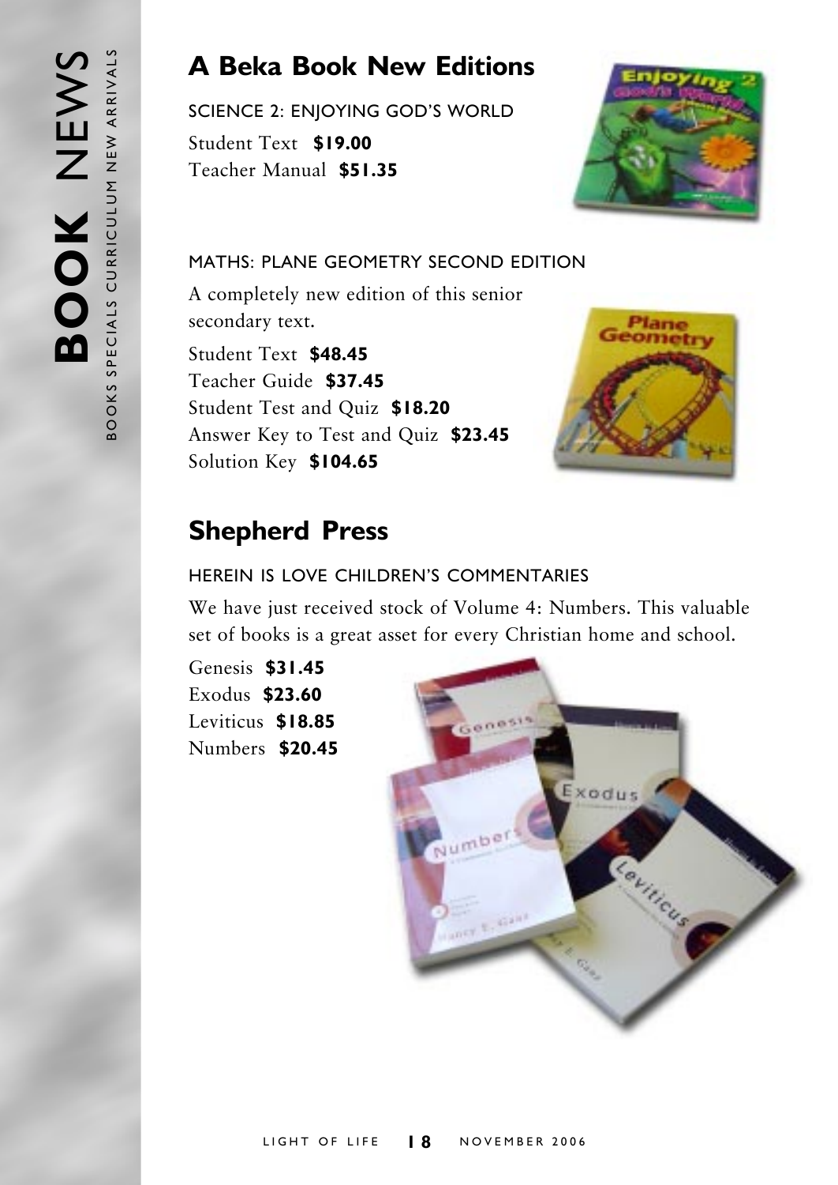# BOOK NEWS

BOOKS SPECIALS CURRICULUM NEW ARRIVALS

## A Beka Book New Editions

### SCIENCE 2: ENJOYING GOD'S WORLD

Student Text **$19.00**
Teacher Manual **$51.35**

### MATHS: PLANE GEOMETRY SECOND EDITION

A completely new edition of this senior secondary text.

Student Text **$48.45**
Teacher Guide **$37.45**
Student Test and Quiz **$18.20**
Answer Key to Test and Quiz **$23.45**
Solution Key **$104.65**

## Shepherd Press

### HEREIN IS LOVE CHILDREN'S COMMENTARIES

We have just received stock of Volume 4: Numbers. This valuable set of books is a great asset for every Christian home and school.

Genesis **$31.45**
Exodus **$23.60**
Leviticus **$18.85**
Numbers **$20.45**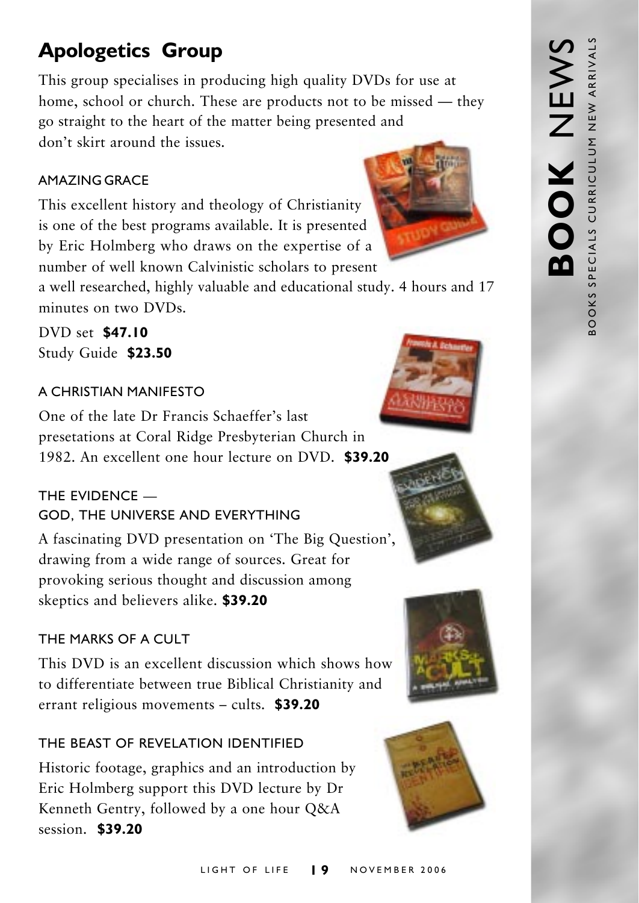## Apologetics Group

This group specialises in producing high quality DVDs for use at home, school or church. These are products not to be missed — they go straight to the heart of the matter being presented and don't skirt around the issues.

### AMAZING GRACE

This excellent history and theology of Christianity is one of the best programs available. It is presented by Eric Holmberg who draws on the expertise of a number of well known Calvinistic scholars to present a well researched, highly valuable and educational study. 4 hours and 17 minutes on two DVDs.

DVD set **$47.10**
Study Guide **$23.50**

### A CHRISTIAN MANIFESTO

One of the late Dr Francis Schaeffer's last presetations at Coral Ridge Presbyterian Church in 1982. An excellent one hour lecture on DVD. **$39.20**

### THE EVIDENCE — GOD, THE UNIVERSE AND EVERYTHING

A fascinating DVD presentation on 'The Big Question', drawing from a wide range of sources. Great for provoking serious thought and discussion among skeptics and believers alike. **$39.20**

### THE MARKS OF A CULT

This DVD is an excellent discussion which shows how to differentiate between true Biblical Christianity and errant religious movements – cults. **$39.20**

### THE BEAST OF REVELATION IDENTIFIED

Historic footage, graphics and an introduction by Eric Holmberg support this DVD lecture by Dr Kenneth Gentry, followed by a one hour Q&A session. **$39.20**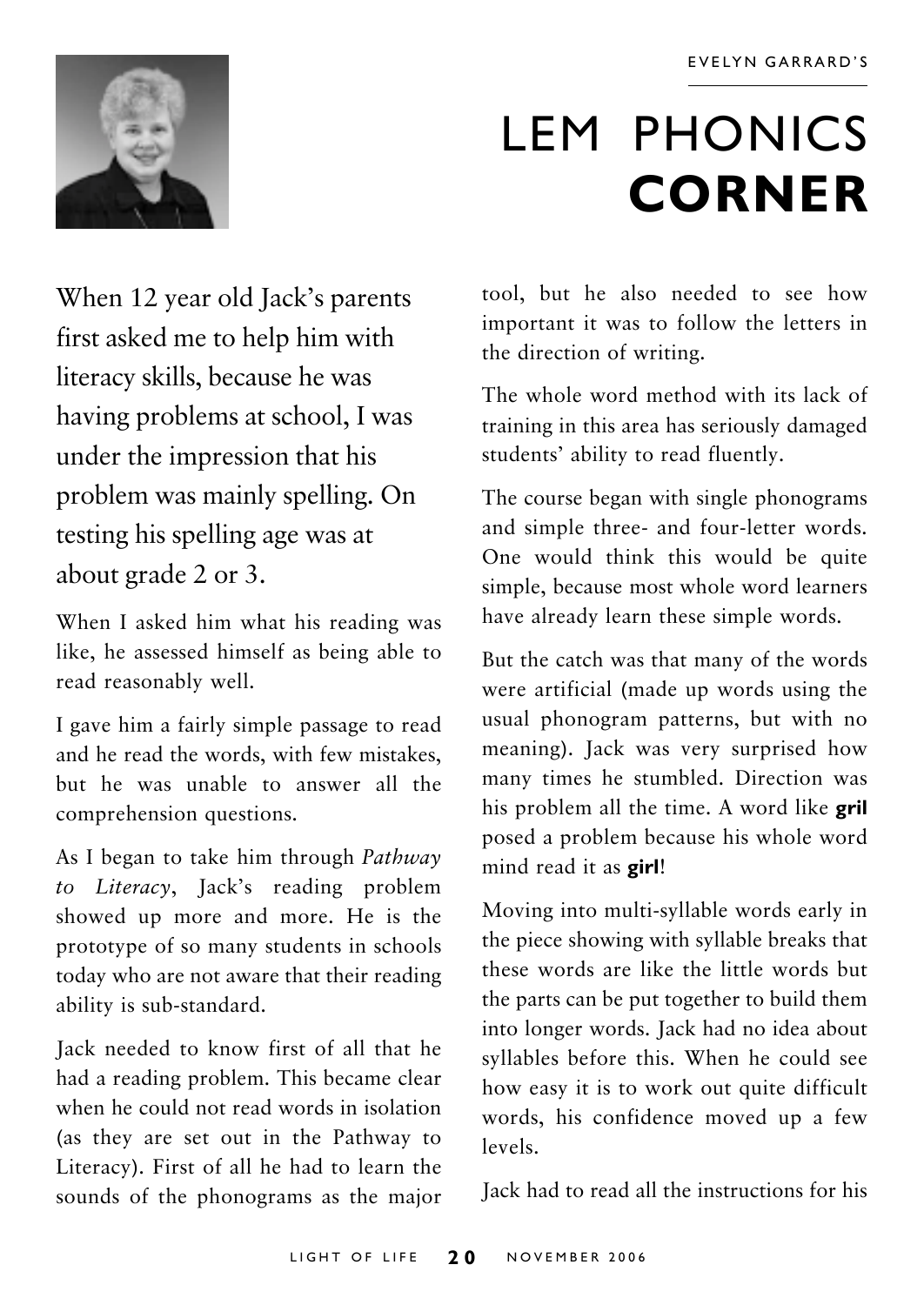EVELYN GARRARD'S

# LEM PHONICS **CORNER**

When 12 year old Jack's parents first asked me to help him with literacy skills, because he was having problems at school, I was under the impression that his problem was mainly spelling. On testing his spelling age was at about grade 2 or 3.

When I asked him what his reading was like, he assessed himself as being able to read reasonably well.

I gave him a fairly simple passage to read and he read the words, with few mistakes, but he was unable to answer all the comprehension questions.

As I began to take him through *Pathway to Literacy*, Jack's reading problem showed up more and more. He is the prototype of so many students in schools today who are not aware that their reading ability is sub-standard.

Jack needed to know first of all that he had a reading problem. This became clear when he could not read words in isolation (as they are set out in the Pathway to Literacy). First of all he had to learn the sounds of the phonograms as the major tool, but he also needed to see how important it was to follow the letters in the direction of writing.

The whole word method with its lack of training in this area has seriously damaged students' ability to read fluently.

The course began with single phonograms and simple three- and four-letter words. One would think this would be quite simple, because most whole word learners have already learn these simple words.

But the catch was that many of the words were artificial (made up words using the usual phonogram patterns, but with no meaning). Jack was very surprised how many times he stumbled. Direction was his problem all the time. A word like **gril** posed a problem because his whole word mind read it as **girl**!

Moving into multi-syllable words early in the piece showing with syllable breaks that these words are like the little words but the parts can be put together to build them into longer words. Jack had no idea about syllables before this. When he could see how easy it is to work out quite difficult words, his confidence moved up a few levels.

Jack had to read all the instructions for his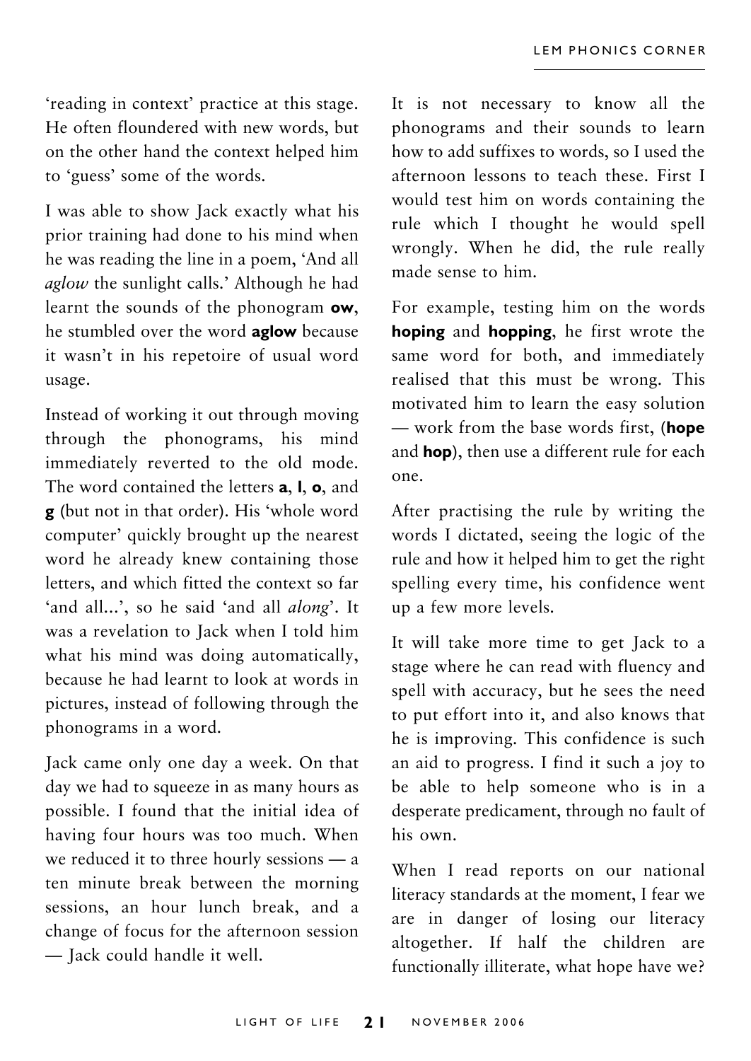'reading in context' practice at this stage. He often floundered with new words, but on the other hand the context helped him to 'guess' some of the words.

I was able to show Jack exactly what his prior training had done to his mind when he was reading the line in a poem, 'And all *aglow* the sunlight calls.' Although he had learnt the sounds of the phonogram **ow**, he stumbled over the word **aglow** because it wasn't in his repetoire of usual word usage.

Instead of working it out through moving through the phonograms, his mind immediately reverted to the old mode. The word contained the letters **a**, **l**, **o**, and **g** (but not in that order). His 'whole word computer' quickly brought up the nearest word he already knew containing those letters, and which fitted the context so far 'and all...', so he said 'and all *along*'. It was a revelation to Jack when I told him what his mind was doing automatically, because he had learnt to look at words in pictures, instead of following through the phonograms in a word.

Jack came only one day a week. On that day we had to squeeze in as many hours as possible. I found that the initial idea of having four hours was too much. When we reduced it to three hourly sessions — a ten minute break between the morning sessions, an hour lunch break, and a change of focus for the afternoon session — Jack could handle it well.

It is not necessary to know all the phonograms and their sounds to learn how to add suffixes to words, so I used the afternoon lessons to teach these. First I would test him on words containing the rule which I thought he would spell wrongly. When he did, the rule really made sense to him.

For example, testing him on the words **hoping** and **hopping**, he first wrote the same word for both, and immediately realised that this must be wrong. This motivated him to learn the easy solution — work from the base words first, (**hope** and **hop**), then use a different rule for each one.

After practising the rule by writing the words I dictated, seeing the logic of the rule and how it helped him to get the right spelling every time, his confidence went up a few more levels.

It will take more time to get Jack to a stage where he can read with fluency and spell with accuracy, but he sees the need to put effort into it, and also knows that he is improving. This confidence is such an aid to progress. I find it such a joy to be able to help someone who is in a desperate predicament, through no fault of his own.

When I read reports on our national literacy standards at the moment, I fear we are in danger of losing our literacy altogether. If half the children are functionally illiterate, what hope have we?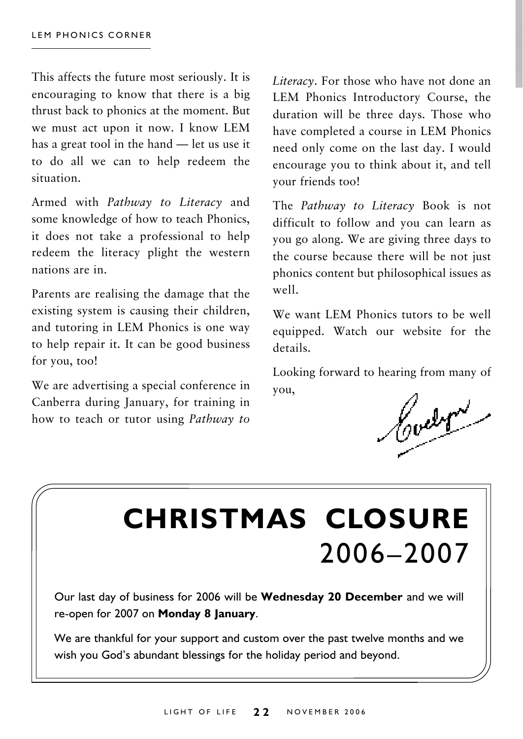This affects the future most seriously. It is encouraging to know that there is a big thrust back to phonics at the moment. But we must act upon it now. I know LEM has a great tool in the hand — let us use it to do all we can to help redeem the situation.

Armed with *Pathway to Literacy* and some knowledge of how to teach Phonics, it does not take a professional to help redeem the literacy plight the western nations are in.

Parents are realising the damage that the existing system is causing their children, and tutoring in LEM Phonics is one way to help repair it. It can be good business for you, too!

We are advertising a special conference in Canberra during January, for training in how to teach or tutor using *Pathway to Literacy*. For those who have not done an LEM Phonics Introductory Course, the duration will be three days. Those who have completed a course in LEM Phonics need only come on the last day. I would encourage you to think about it, and tell your friends too!

The *Pathway to Literacy* Book is not difficult to follow and you can learn as you go along. We are giving three days to the course because there will be not just phonics content but philosophical issues as well.

We want LEM Phonics tutors to be well equipped. Watch our website for the details.

Looking forward to hearing from many of you,

Evelyn

# CHRISTMAS CLOSURE 2006–2007

Our last day of business for 2006 will be **Wednesday 20 December** and we will re-open for 2007 on **Monday 8 January**.

We are thankful for your support and custom over the past twelve months and we wish you God's abundant blessings for the holiday period and beyond.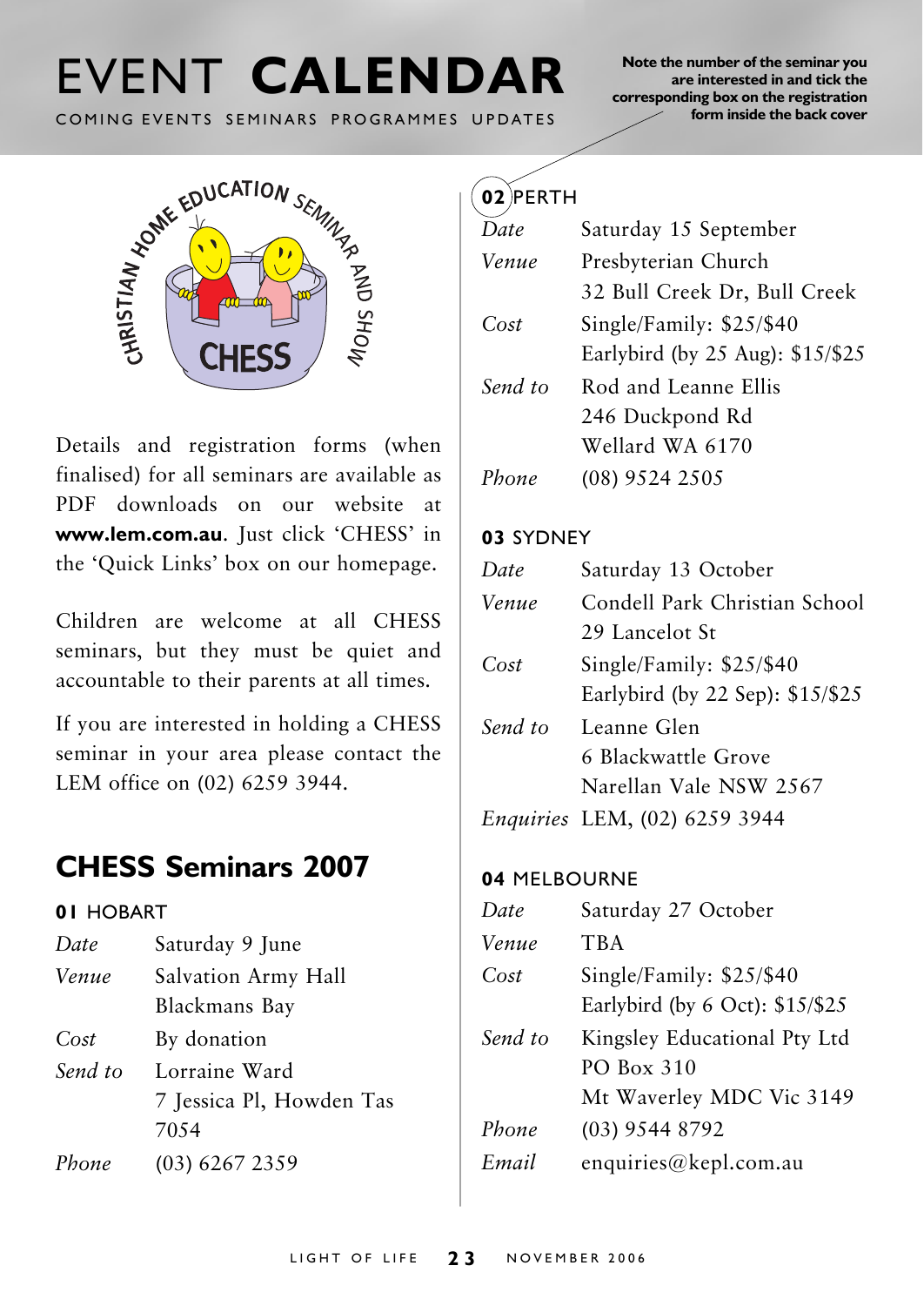# EVENT **CALENDAR**

COMING EVENTS SEMINARS PROGRAMMES UPDATES

**Note the number of the seminar you are interested in and tick the corresponding box on the registration form inside the back cover**

Details and registration forms (when finalised) for all seminars are available as PDF downloads on our website at **www.lem.com.au**. Just click 'CHESS' in the 'Quick Links' box on our homepage.

Children are welcome at all CHESS seminars, but they must be quiet and accountable to their parents at all times.

If you are interested in holding a CHESS seminar in your area please contact the LEM office on (02) 6259 3944.

## CHESS Seminars 2007

### **01** HOBART

| | |
|---|---|
| *Date* | Saturday 9 June |
| *Venue* | Salvation Army Hall<br>Blackmans Bay |
| *Cost* | By donation |
| *Send to* | Lorraine Ward<br>7 Jessica Pl, Howden Tas 7054 |
| *Phone* | (03) 6267 2359 |

### **02** PERTH

| | |
|---|---|
| *Date* | Saturday 15 September |
| *Venue* | Presbyterian Church<br>32 Bull Creek Dr, Bull Creek |
| *Cost* | Single/Family: $25/$40<br>Earlybird (by 25 Aug): $15/$25 |
| *Send to* | Rod and Leanne Ellis<br>246 Duckpond Rd<br>Wellard WA 6170 |
| *Phone* | (08) 9524 2505 |

### **03** SYDNEY

| | |
|---|---|
| *Date* | Saturday 13 October |
| *Venue* | Condell Park Christian School<br>29 Lancelot St |
| *Cost* | Single/Family: $25/$40<br>Earlybird (by 22 Sep): $15/$25 |
| *Send to* | Leanne Glen<br>6 Blackwattle Grove<br>Narellan Vale NSW 2567 |
| *Enquiries* | LEM, (02) 6259 3944 |

### **04** MELBOURNE

| | |
|---|---|
| *Date* | Saturday 27 October |
| *Venue* | TBA |
| *Cost* | Single/Family: $25/$40<br>Earlybird (by 6 Oct): $15/$25 |
| *Send to* | Kingsley Educational Pty Ltd<br>PO Box 310<br>Mt Waverley MDC Vic 3149 |
| *Phone* | (03) 9544 8792 |
| *Email* | enquiries@kepl.com.au |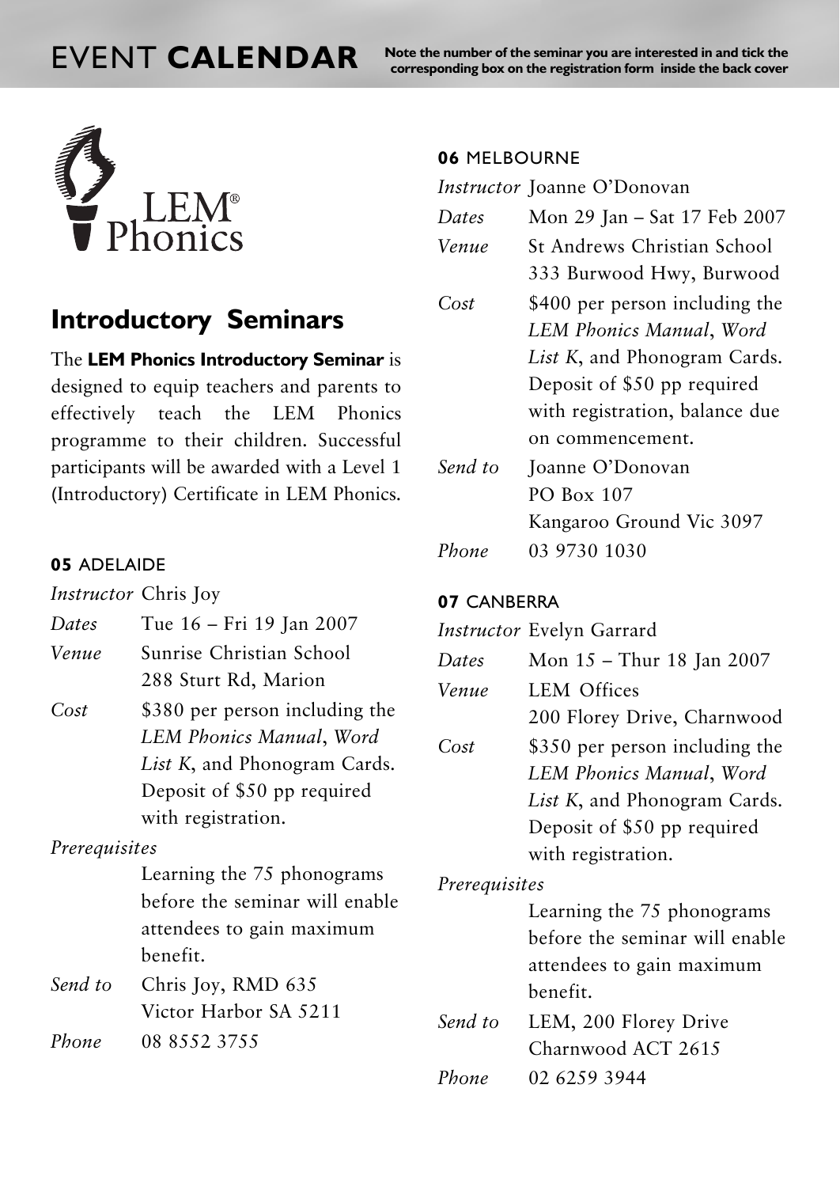# EVENT **CALENDAR**

**Note the number of the seminar you are interested in and tick the corresponding box on the registration form inside the back cover**

LEM® Phonics

## Introductory Seminars

The **LEM Phonics Introductory Seminar** is designed to equip teachers and parents to effectively teach the LEM Phonics programme to their children. Successful participants will be awarded with a Level 1 (Introductory) Certificate in LEM Phonics.

### **05** ADELAIDE

*Instructor* Chris Joy

*Dates* Tue 16 – Fri 19 Jan 2007

*Venue* Sunrise Christian School
288 Sturt Rd, Marion

*Cost* $380 per person including the *LEM Phonics Manual*, *Word List K*, and Phonogram Cards. Deposit of $50 pp required with registration.

*Prerequisites*
Learning the 75 phonograms before the seminar will enable attendees to gain maximum benefit.

*Send to* Chris Joy, RMD 635
Victor Harbor SA 5211

*Phone* 08 8552 3755

### **06** MELBOURNE

*Instructor* Joanne O'Donovan

*Dates* Mon 29 Jan – Sat 17 Feb 2007

*Venue* St Andrews Christian School
333 Burwood Hwy, Burwood

*Cost* $400 per person including the *LEM Phonics Manual*, *Word List K*, and Phonogram Cards. Deposit of $50 pp required with registration, balance due on commencement.

*Send to* Joanne O'Donovan
PO Box 107
Kangaroo Ground Vic 3097

*Phone* 03 9730 1030

### **07** CANBERRA

*Instructor* Evelyn Garrard

*Dates* Mon 15 – Thur 18 Jan 2007

*Venue* LEM Offices
200 Florey Drive, Charnwood

*Cost* $350 per person including the *LEM Phonics Manual*, *Word List K*, and Phonogram Cards. Deposit of $50 pp required with registration.

*Prerequisites*
Learning the 75 phonograms before the seminar will enable attendees to gain maximum benefit.

*Send to* LEM, 200 Florey Drive
Charnwood ACT 2615

*Phone* 02 6259 3944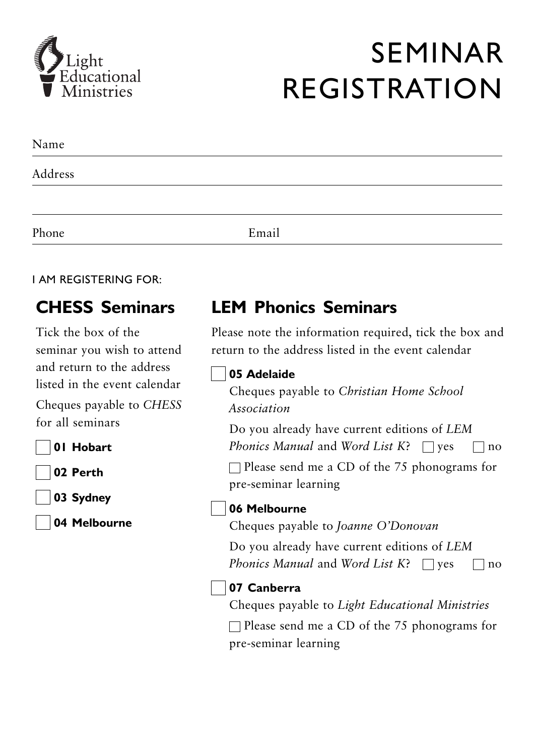Light Educational Ministries

# SEMINAR REGISTRATION

Name

Address

Phone Email

I AM REGISTERING FOR:

## CHESS Seminars

Tick the box of the seminar you wish to attend and return to the address listed in the event calendar

Cheques payable to *CHESS* for all seminars

☐ **01 Hobart**

☐ **02 Perth**

☐ **03 Sydney**

☐ **04 Melbourne**

## LEM Phonics Seminars

Please note the information required, tick the box and return to the address listed in the event calendar

☐ **05 Adelaide**

Cheques payable to *Christian Home School Association*

Do you already have current editions of *LEM Phonics Manual* and *Word List K*? ☐ yes ☐ no

☐ Please send me a CD of the 75 phonograms for pre-seminar learning

☐ **06 Melbourne**

Cheques payable to *Joanne O'Donovan*

Do you already have current editions of *LEM Phonics Manual* and *Word List K*? ☐ yes ☐ no

☐ **07 Canberra**

Cheques payable to *Light Educational Ministries*

☐ Please send me a CD of the 75 phonograms for pre-seminar learning